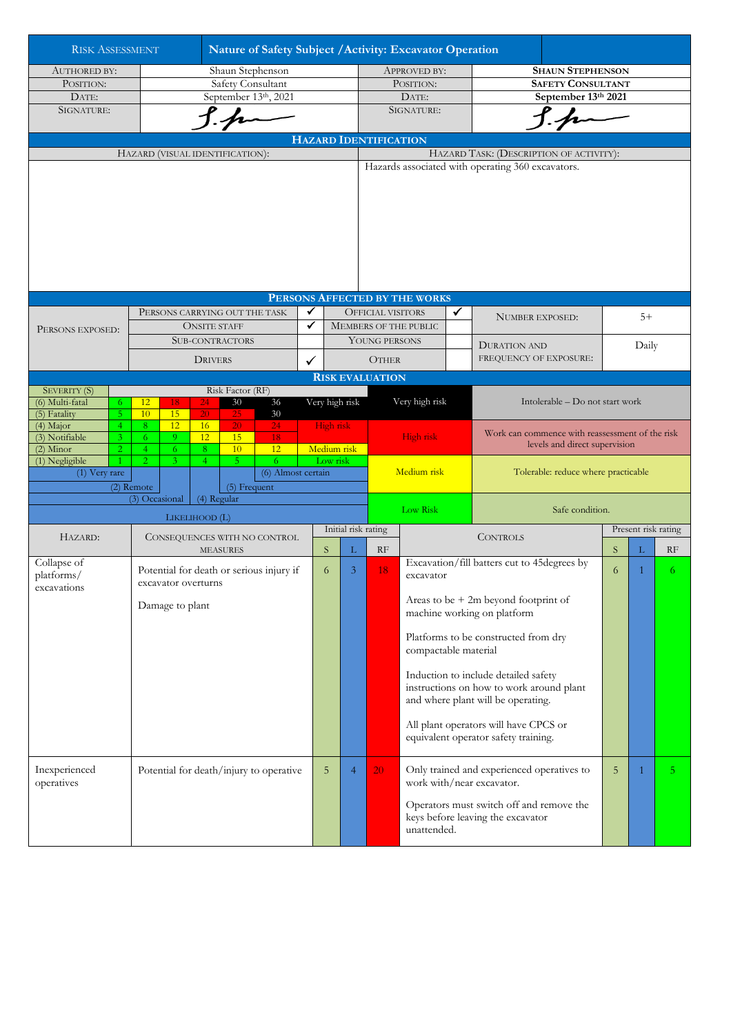| Risk Assessment | Nature of Safety Subject / Activity: Excavator Operation | | |
|---|---|---|---|
| Authored by: | Shaun Stephenson | Approved by: | **Shaun Stephenson** |
| Position: | Safety Consultant | Position: | **Safety Consultant** |
| Date: | September 13th, 2021 | Date: | **September 13th 2021** |
| Signature: | | Signature: | |

## Hazard Identification

| Hazard (visual identification): | Hazard Task: (Description of activity): |
|---|---|
| | Hazards associated with operating 360 excavators. |

## Persons Affected by the Works

| Persons exposed: | | | | | | |
|---|---|---|---|---|---|---|
| Persons exposed: | Persons carrying out the task | ✓ | Official visitors | ✓ | Number exposed: | 5+ |
| | Onsite staff | ✓ | Members of the public | | | |
| | Sub-contractors | | Young persons | | Duration and frequency of exposure: | Daily |
| | Drivers | ✓ | Other | | | |

## Risk Evaluation

| Severity (S) | | Risk Factor (RF) | | | | | |
|---|---|---|---|---|---|---|---|
| (6) Multi-fatal | 6 | 12 | 18 | 24 | 30 | 36 | Very high risk |
| (5) Fatality | 5 | 10 | 15 | 20 | 25 | 30 | |
| (4) Major | 4 | 8 | 12 | 16 | 20 | 24 | High risk |
| (3) Notifiable | 3 | 6 | 9 | 12 | 15 | 18 | |
| (2) Minor | 2 | 4 | 6 | 8 | 10 | 12 | Medium risk |
| (1) Negligible | 1 | 2 | 3 | 4 | 5 | 6 | Low risk |
| Likelihood (L) | (1) Very rare | (2) Remote | (3) Occasional | (4) Regular | (5) Frequent | (6) Almost certain | |

| Risk level | Action |
|---|---|
| Very high risk | Intolerable – Do not start work |
| High risk | Work can commence with reassessment of the risk levels and direct supervision |
| Medium risk | Tolerable: reduce where practicable |
| Low Risk | Safe condition. |

| Hazard: | Consequences with no control measures | Initial risk rating S | L | RF | Controls | Present risk rating S | L | RF |
|---|---|---|---|---|---|---|---|---|
| Collapse of platforms/ excavations | Potential for death or serious injury if excavator overturns<br><br>Damage to plant | 6 | 3 | 18 | Excavation/fill batters cut to 45degrees by excavator<br><br>Areas to be + 2m beyond footprint of machine working on platform<br><br>Platforms to be constructed from dry compactable material<br><br>Induction to include detailed safety instructions on how to work around plant and where plant will be operating.<br><br>All plant operators will have CPCS or equivalent operator safety training. | 6 | 1 | 6 |
| Inexperienced operatives | Potential for death/injury to operative | 5 | 4 | 20 | Only trained and experienced operatives to work with/near excavator.<br><br>Operators must switch off and remove the keys before leaving the excavator unattended. | 5 | 1 | 5 |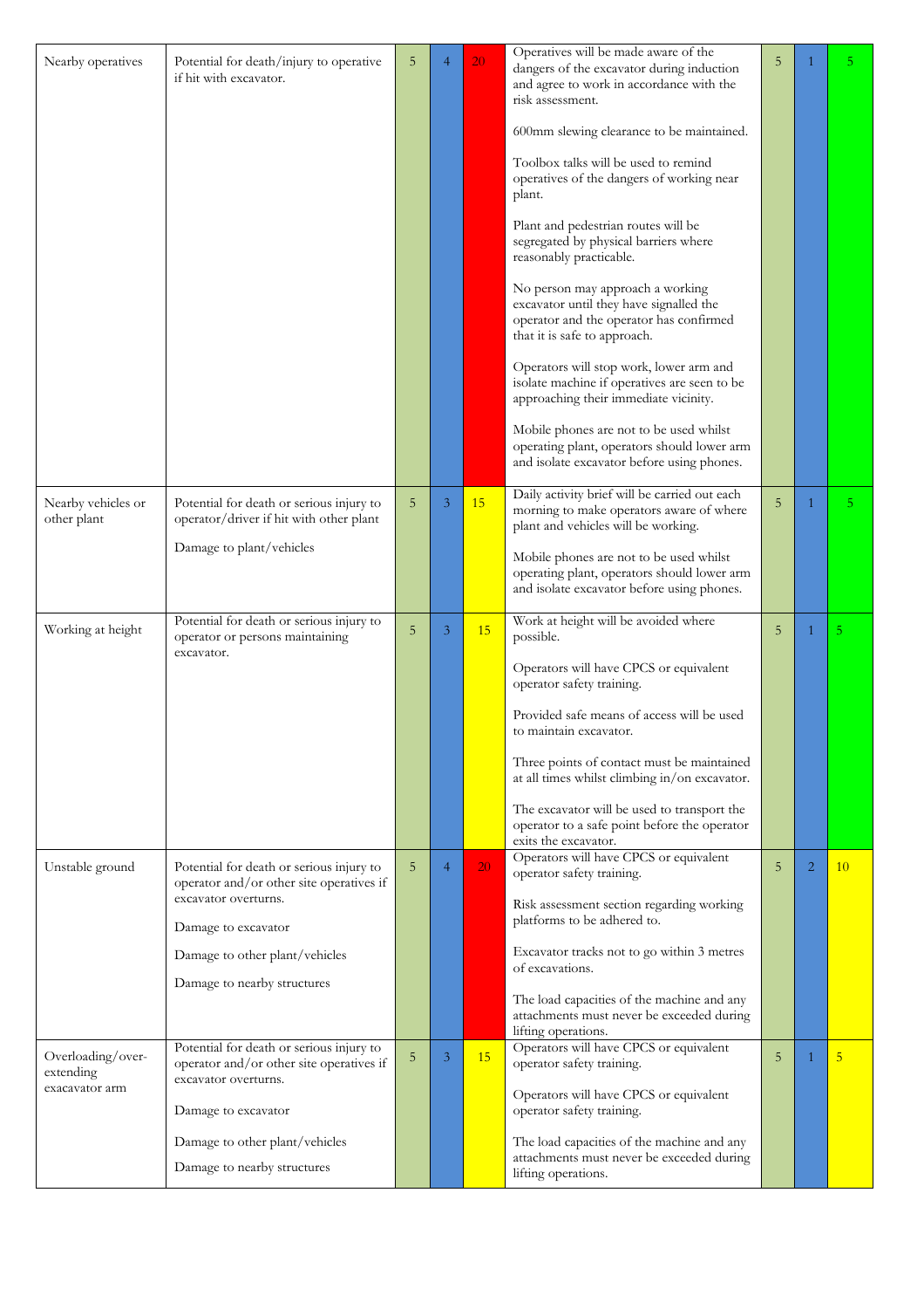| | | | | | | | | |
|---|---|---|---|---|---|---|---|---|
| Nearby operatives | Potential for death/injury to operative if hit with excavator. | 5 | 4 | 20 | Operatives will be made aware of the dangers of the excavator during induction and agree to work in accordance with the risk assessment.<br><br>600mm slewing clearance to be maintained.<br><br>Toolbox talks will be used to remind operatives of the dangers of working near plant.<br><br>Plant and pedestrian routes will be segregated by physical barriers where reasonably practicable.<br><br>No person may approach a working excavator until they have signalled the operator and the operator has confirmed that it is safe to approach.<br><br>Operators will stop work, lower arm and isolate machine if operatives are seen to be approaching their immediate vicinity.<br><br>Mobile phones are not to be used whilst operating plant, operators should lower arm and isolate excavator before using phones. | 5 | 1 | 5 |
| Nearby vehicles or other plant | Potential for death or serious injury to operator/driver if hit with other plant<br><br>Damage to plant/vehicles | 5 | 3 | 15 | Daily activity brief will be carried out each morning to make operators aware of where plant and vehicles will be working.<br><br>Mobile phones are not to be used whilst operating plant, operators should lower arm and isolate excavator before using phones. | 5 | 1 | 5 |
| Working at height | Potential for death or serious injury to operator or persons maintaining excavator. | 5 | 3 | 15 | Work at height will be avoided where possible.<br><br>Operators will have CPCS or equivalent operator safety training.<br><br>Provided safe means of access will be used to maintain excavator.<br><br>Three points of contact must be maintained at all times whilst climbing in/on excavator.<br><br>The excavator will be used to transport the operator to a safe point before the operator exits the excavator. | 5 | 1 | 5 |
| Unstable ground | Potential for death or serious injury to operator and/or other site operatives if excavator overturns.<br><br>Damage to excavator<br><br>Damage to other plant/vehicles<br><br>Damage to nearby structures | 5 | 4 | 20 | Operators will have CPCS or equivalent operator safety training.<br><br>Risk assessment section regarding working platforms to be adhered to.<br><br>Excavator tracks not to go within 3 metres of excavations.<br><br>The load capacities of the machine and any attachments must never be exceeded during lifting operations. | 5 | 2 | 10 |
| Overloading/over-extending exacavator arm | Potential for death or serious injury to operator and/or other site operatives if excavator overturns.<br><br>Damage to excavator<br><br>Damage to other plant/vehicles<br><br>Damage to nearby structures | 5 | 3 | 15 | Operators will have CPCS or equivalent operator safety training.<br><br>Operators will have CPCS or equivalent operator safety training.<br><br>The load capacities of the machine and any attachments must never be exceeded during lifting operations. | 5 | 1 | 5 |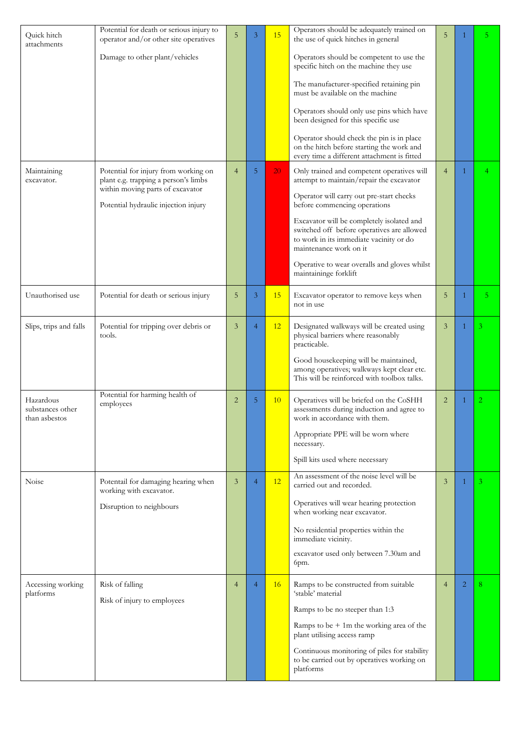| | | | | | | | | |
|---|---|---|---|---|---|---|---|---|
| Quick hitch attachments | Potential for death or serious injury to operator and/or other site operatives<br><br>Damage to other plant/vehicles | 5 | 3 | 15 | Operators should be adequately trained on the use of quick hitches in general<br><br>Operators should be competent to use the specific hitch on the machine they use<br><br>The manufacturer-specified retaining pin must be available on the machine<br><br>Operators should only use pins which have been designed for this specific use<br><br>Operator should check the pin is in place on the hitch before starting the work and every time a different attachment is fitted | 5 | 1 | 5 |
| Maintaining excavator. | Potential for injury from working on plant e.g. trapping a person's limbs within moving parts of excavator<br><br>Potential hydraulic injection injury | 4 | 5 | 20 | Only trained and competent operatives will attempt to maintain/repair the excavator<br><br>Operator will carry out pre-start checks before commencing operations<br><br>Excavator will be completely isolated and switched off before operatives are allowed to work in its immediate vacinity or do maintenance work on it<br><br>Operative to wear overalls and gloves whilst maintaininge forklift | 4 | 1 | 4 |
| Unauthorised use | Potential for death or serious injury | 5 | 3 | 15 | Excavator operator to remove keys when not in use | 5 | 1 | 5 |
| Slips, trips and falls | Potential for tripping over debris or tools. | 3 | 4 | 12 | Designated walkways will be created using physical barriers where reasonably practicable.<br><br>Good housekeeping will be maintained, among operatives; walkways kept clear etc. This will be reinforced with toolbox talks. | 3 | 1 | 3 |
| Hazardous substances other than asbestos | Potential for harming health of employees | 2 | 5 | 10 | Operatives will be briefed on the CoSHH assessments during induction and agree to work in accordance with them.<br><br>Appropriate PPE will be worn where necessary.<br><br>Spill kits used where necessary | 2 | 1 | 2 |
| Noise | Potentail for damaging hearing when working with excavator.<br><br>Disruption to neighbours | 3 | 4 | 12 | An assessment of the noise level will be carried out and recorded.<br><br>Operatives will wear hearing protection when working near excavator.<br><br>No residential properties within the immediate vicinity.<br><br>excavator used only between 7.30am and 6pm. | 3 | 1 | 3 |
| Accessing working platforms | Risk of falling<br><br>Risk of injury to employees | 4 | 4 | 16 | Ramps to be constructed from suitable 'stable' material<br><br>Ramps to be no steeper than 1:3<br><br>Ramps to be + 1m the working area of the plant utilising access ramp<br><br>Continuous monitoring of piles for stability to be carried out by operatives working on platforms | 4 | 2 | 8 |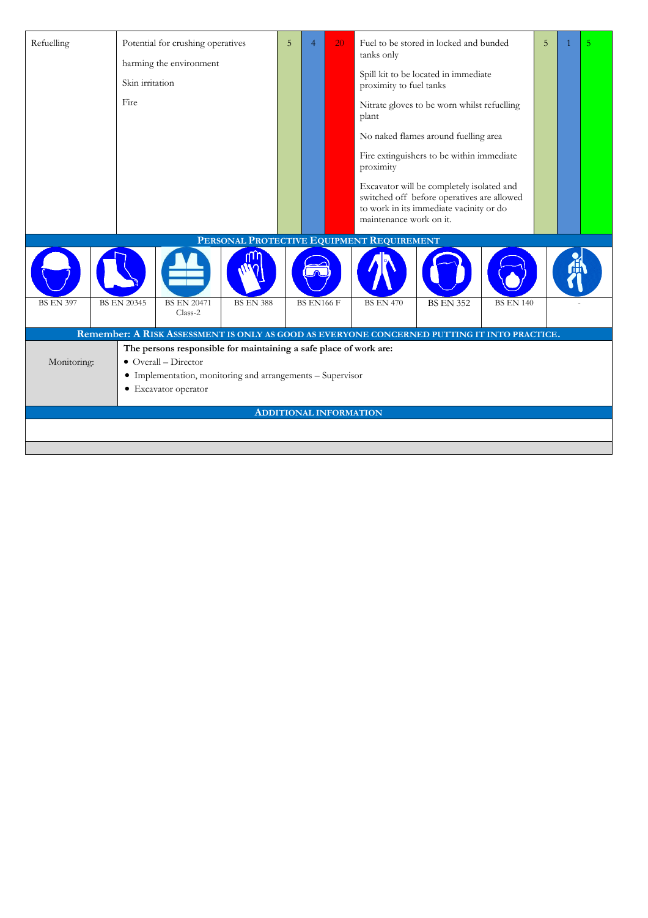| | | | | | | | | |
|---|---|---|---|---|---|---|---|---|
| Refuelling | Potential for crushing operatives<br><br>harming the environment<br><br>Skin irritation<br><br>Fire | 5 | 4 | 20 | Fuel to be stored in locked and bunded tanks only<br><br>Spill kit to be located in immediate proximity to fuel tanks<br><br>Nitrate gloves to be worn whilst refuelling plant<br><br>No naked flames around fuelling area<br><br>Fire extinguishers to be within immediate proximity<br><br>Excavator will be completely isolated and switched off before operatives are allowed to work in its immediate vacinity or do maintenance work on it. | 5 | 1 | 5 |

## PERSONAL PROTECTIVE EQUIPMENT REQUIREMENT

| | | | | | | | | |
|---|---|---|---|---|---|---|---|---|
| BS EN 397 | BS EN 20345 | BS EN 20471 Class-2 | BS EN 388 | BS EN166 F | BS EN 470 | BS EN 352 | BS EN 140 | - |

**Remember: A Risk Assessment is only as good as everyone concerned putting it into practice.**

| | |
|---|---|
| Monitoring: | **The persons responsible for maintaining a safe place of work are:**<br>• Overall – Director<br>• Implementation, monitoring and arrangements – Supervisor<br>• Excavator operator |

## ADDITIONAL INFORMATION